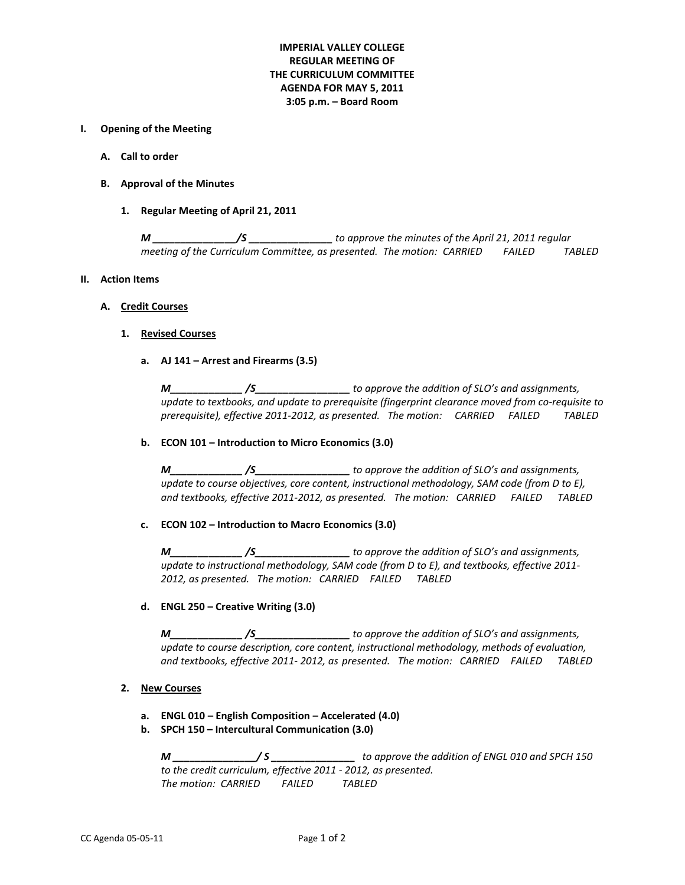**IMPERIAL VALLEY COLLEGE**
**REGULAR MEETING OF**
**THE CURRICULUM COMMITTEE**
**AGENDA FOR MAY 5, 2011**
**3:05 p.m. – Board Room**

**I. Opening of the Meeting**

**A. Call to order**

**B. Approval of the Minutes**

**1. Regular Meeting of April 21, 2011**

***M _______________/S _______________*** *to approve the minutes of the April 21, 2011 regular meeting of the Curriculum Committee, as presented. The motion: CARRIED FAILED TABLED*

**II. Action Items**

**A. Credit Courses**

**1. Revised Courses**

**a. AJ 141 – Arrest and Firearms (3.5)**

***M_____________ /S_________________*** *to approve the addition of SLO's and assignments, update to textbooks, and update to prerequisite (fingerprint clearance moved from co-requisite to prerequisite), effective 2011-2012, as presented. The motion: CARRIED FAILED TABLED*

**b. ECON 101 – Introduction to Micro Economics (3.0)**

***M_____________ /S_________________*** *to approve the addition of SLO's and assignments, update to course objectives, core content, instructional methodology, SAM code (from D to E), and textbooks, effective 2011-2012, as presented. The motion: CARRIED FAILED TABLED*

**c. ECON 102 – Introduction to Macro Economics (3.0)**

***M_____________ /S_________________*** *to approve the addition of SLO's and assignments, update to instructional methodology, SAM code (from D to E), and textbooks, effective 2011-2012, as presented. The motion: CARRIED FAILED TABLED*

**d. ENGL 250 – Creative Writing (3.0)**

***M_____________ /S_________________*** *to approve the addition of SLO's and assignments, update to course description, core content, instructional methodology, methods of evaluation, and textbooks, effective 2011- 2012, as presented. The motion: CARRIED FAILED TABLED*

**2. New Courses**

**a. ENGL 010 – English Composition – Accelerated (4.0)**
**b. SPCH 150 – Intercultural Communication (3.0)**

***M _______________/ S _______________*** *to approve the addition of ENGL 010 and SPCH 150 to the credit curriculum, effective 2011 - 2012, as presented.*
*The motion: CARRIED FAILED TABLED*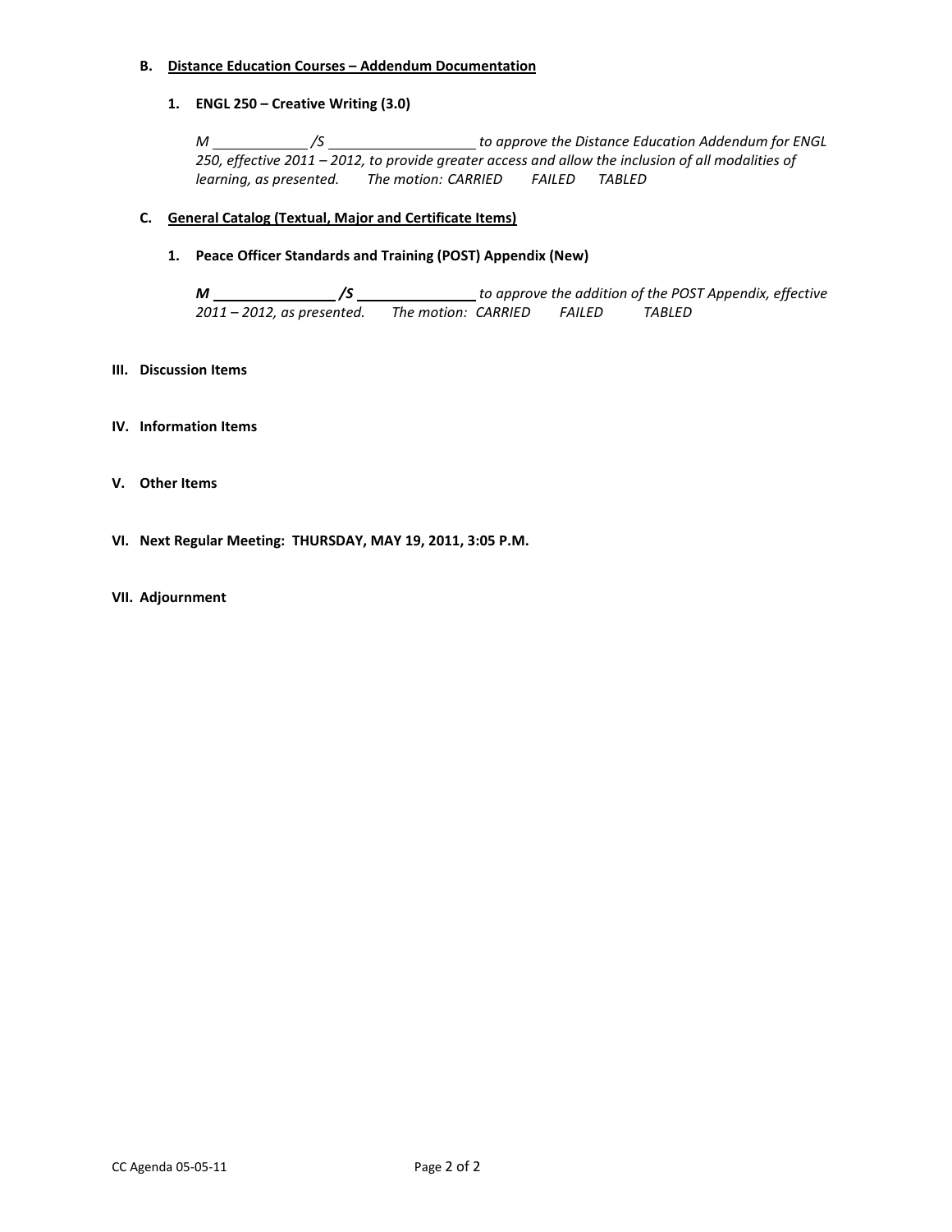**B. <u>Distance Education Courses – Addendum Documentation</u>**

**1. ENGL 250 – Creative Writing (3.0)**

*M ____________ /S __________________ to approve the Distance Education Addendum for ENGL 250, effective 2011 – 2012, to provide greater access and allow the inclusion of all modalities of learning, as presented. The motion: CARRIED FAILED TABLED*

**C. <u>General Catalog (Textual, Major and Certificate Items)</u>**

**1. Peace Officer Standards and Training (POST) Appendix (New)**

***M _______________ /S*** *_______________ to approve the addition of the POST Appendix, effective 2011 – 2012, as presented. The motion: CARRIED FAILED TABLED*

**III. Discussion Items**

**IV. Information Items**

**V. Other Items**

**VI. Next Regular Meeting: THURSDAY, MAY 19, 2011, 3:05 P.M.**

**VII. Adjournment**